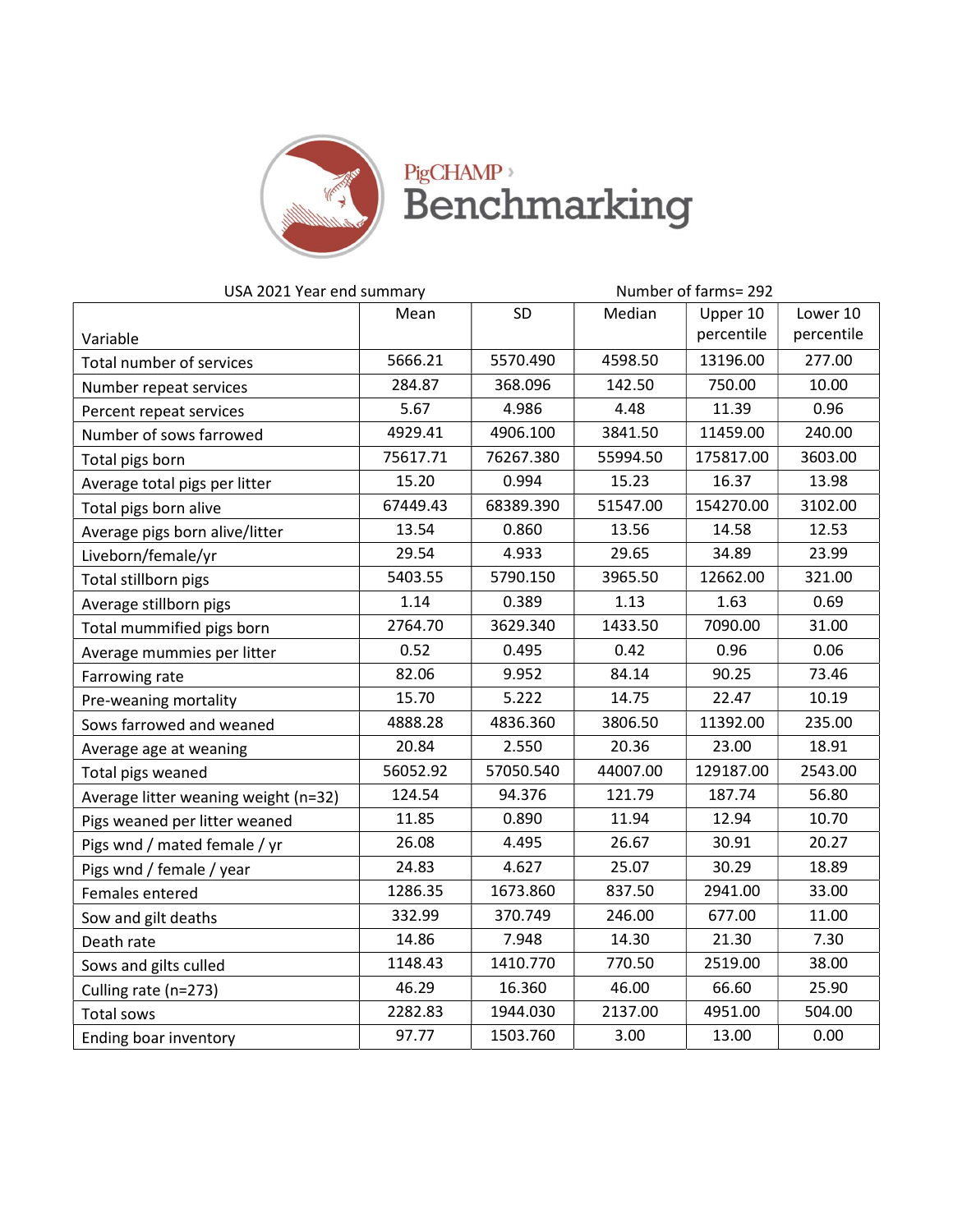PigCHAMP › Benchmarking

USA 2021 Year end summary — Number of farms= 292

| Variable | Mean | SD | Median | Upper 10 percentile | Lower 10 percentile |
|---|---|---|---|---|---|
| Total number of services | 5666.21 | 5570.490 | 4598.50 | 13196.00 | 277.00 |
| Number repeat services | 284.87 | 368.096 | 142.50 | 750.00 | 10.00 |
| Percent repeat services | 5.67 | 4.986 | 4.48 | 11.39 | 0.96 |
| Number of sows farrowed | 4929.41 | 4906.100 | 3841.50 | 11459.00 | 240.00 |
| Total pigs born | 75617.71 | 76267.380 | 55994.50 | 175817.00 | 3603.00 |
| Average total pigs per litter | 15.20 | 0.994 | 15.23 | 16.37 | 13.98 |
| Total pigs born alive | 67449.43 | 68389.390 | 51547.00 | 154270.00 | 3102.00 |
| Average pigs born alive/litter | 13.54 | 0.860 | 13.56 | 14.58 | 12.53 |
| Liveborn/female/yr | 29.54 | 4.933 | 29.65 | 34.89 | 23.99 |
| Total stillborn pigs | 5403.55 | 5790.150 | 3965.50 | 12662.00 | 321.00 |
| Average stillborn pigs | 1.14 | 0.389 | 1.13 | 1.63 | 0.69 |
| Total mummified pigs born | 2764.70 | 3629.340 | 1433.50 | 7090.00 | 31.00 |
| Average mummies per litter | 0.52 | 0.495 | 0.42 | 0.96 | 0.06 |
| Farrowing rate | 82.06 | 9.952 | 84.14 | 90.25 | 73.46 |
| Pre-weaning mortality | 15.70 | 5.222 | 14.75 | 22.47 | 10.19 |
| Sows farrowed and weaned | 4888.28 | 4836.360 | 3806.50 | 11392.00 | 235.00 |
| Average age at weaning | 20.84 | 2.550 | 20.36 | 23.00 | 18.91 |
| Total pigs weaned | 56052.92 | 57050.540 | 44007.00 | 129187.00 | 2543.00 |
| Average litter weaning weight (n=32) | 124.54 | 94.376 | 121.79 | 187.74 | 56.80 |
| Pigs weaned per litter weaned | 11.85 | 0.890 | 11.94 | 12.94 | 10.70 |
| Pigs wnd / mated female / yr | 26.08 | 4.495 | 26.67 | 30.91 | 20.27 |
| Pigs wnd / female / year | 24.83 | 4.627 | 25.07 | 30.29 | 18.89 |
| Females entered | 1286.35 | 1673.860 | 837.50 | 2941.00 | 33.00 |
| Sow and gilt deaths | 332.99 | 370.749 | 246.00 | 677.00 | 11.00 |
| Death rate | 14.86 | 7.948 | 14.30 | 21.30 | 7.30 |
| Sows and gilts culled | 1148.43 | 1410.770 | 770.50 | 2519.00 | 38.00 |
| Culling rate (n=273) | 46.29 | 16.360 | 46.00 | 66.60 | 25.90 |
| Total sows | 2282.83 | 1944.030 | 2137.00 | 4951.00 | 504.00 |
| Ending boar inventory | 97.77 | 1503.760 | 3.00 | 13.00 | 0.00 |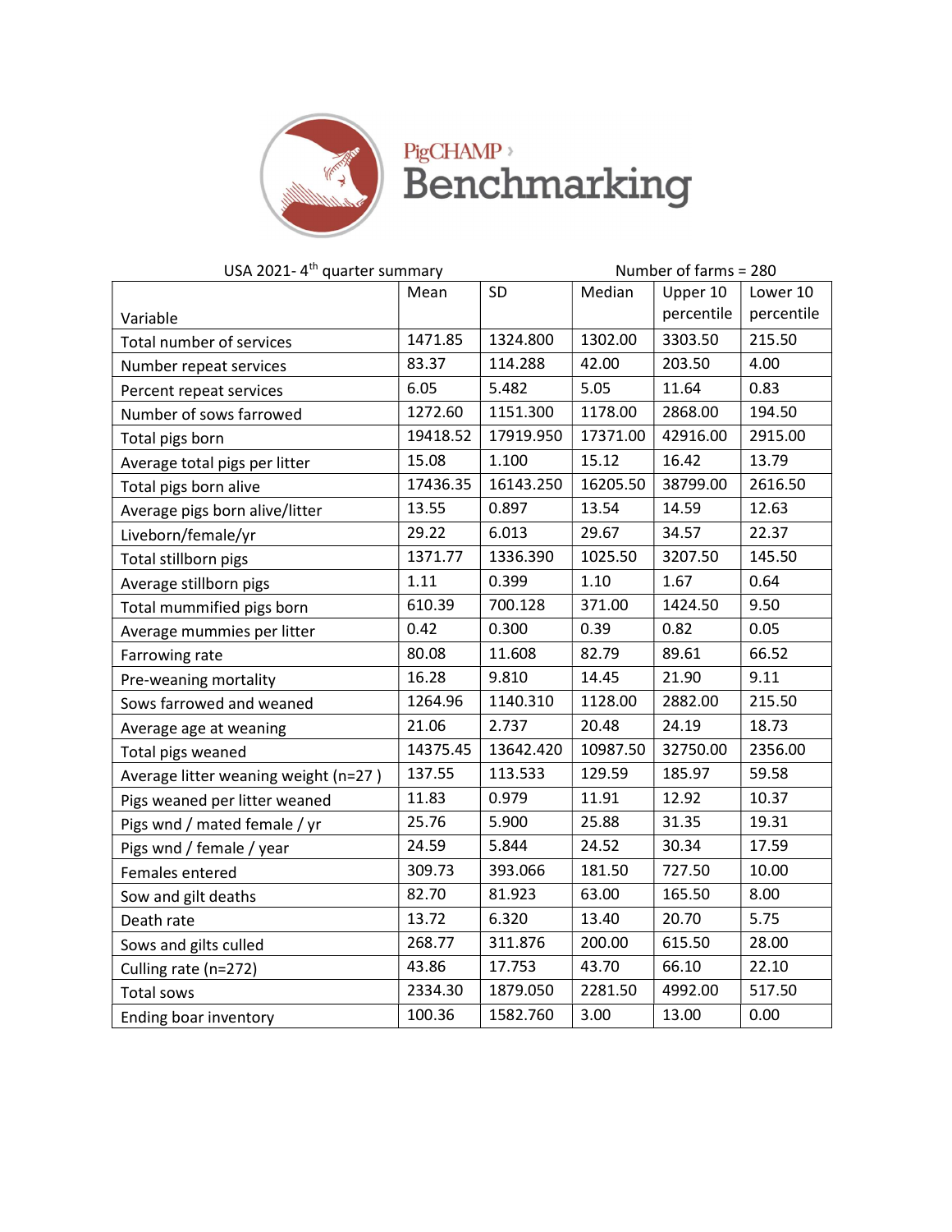PigCHAMP Benchmarking

USA 2021- 4th quarter summary Number of farms = 280

| Variable | Mean | SD | Median | Upper 10 percentile | Lower 10 percentile |
|---|---|---|---|---|---|
| Total number of services | 1471.85 | 1324.800 | 1302.00 | 3303.50 | 215.50 |
| Number repeat services | 83.37 | 114.288 | 42.00 | 203.50 | 4.00 |
| Percent repeat services | 6.05 | 5.482 | 5.05 | 11.64 | 0.83 |
| Number of sows farrowed | 1272.60 | 1151.300 | 1178.00 | 2868.00 | 194.50 |
| Total pigs born | 19418.52 | 17919.950 | 17371.00 | 42916.00 | 2915.00 |
| Average total pigs per litter | 15.08 | 1.100 | 15.12 | 16.42 | 13.79 |
| Total pigs born alive | 17436.35 | 16143.250 | 16205.50 | 38799.00 | 2616.50 |
| Average pigs born alive/litter | 13.55 | 0.897 | 13.54 | 14.59 | 12.63 |
| Liveborn/female/yr | 29.22 | 6.013 | 29.67 | 34.57 | 22.37 |
| Total stillborn pigs | 1371.77 | 1336.390 | 1025.50 | 3207.50 | 145.50 |
| Average stillborn pigs | 1.11 | 0.399 | 1.10 | 1.67 | 0.64 |
| Total mummified pigs born | 610.39 | 700.128 | 371.00 | 1424.50 | 9.50 |
| Average mummies per litter | 0.42 | 0.300 | 0.39 | 0.82 | 0.05 |
| Farrowing rate | 80.08 | 11.608 | 82.79 | 89.61 | 66.52 |
| Pre-weaning mortality | 16.28 | 9.810 | 14.45 | 21.90 | 9.11 |
| Sows farrowed and weaned | 1264.96 | 1140.310 | 1128.00 | 2882.00 | 215.50 |
| Average age at weaning | 21.06 | 2.737 | 20.48 | 24.19 | 18.73 |
| Total pigs weaned | 14375.45 | 13642.420 | 10987.50 | 32750.00 | 2356.00 |
| Average litter weaning weight (n=27 ) | 137.55 | 113.533 | 129.59 | 185.97 | 59.58 |
| Pigs weaned per litter weaned | 11.83 | 0.979 | 11.91 | 12.92 | 10.37 |
| Pigs wnd / mated female / yr | 25.76 | 5.900 | 25.88 | 31.35 | 19.31 |
| Pigs wnd / female / year | 24.59 | 5.844 | 24.52 | 30.34 | 17.59 |
| Females entered | 309.73 | 393.066 | 181.50 | 727.50 | 10.00 |
| Sow and gilt deaths | 82.70 | 81.923 | 63.00 | 165.50 | 8.00 |
| Death rate | 13.72 | 6.320 | 13.40 | 20.70 | 5.75 |
| Sows and gilts culled | 268.77 | 311.876 | 200.00 | 615.50 | 28.00 |
| Culling rate (n=272) | 43.86 | 17.753 | 43.70 | 66.10 | 22.10 |
| Total sows | 2334.30 | 1879.050 | 2281.50 | 4992.00 | 517.50 |
| Ending boar inventory | 100.36 | 1582.760 | 3.00 | 13.00 | 0.00 |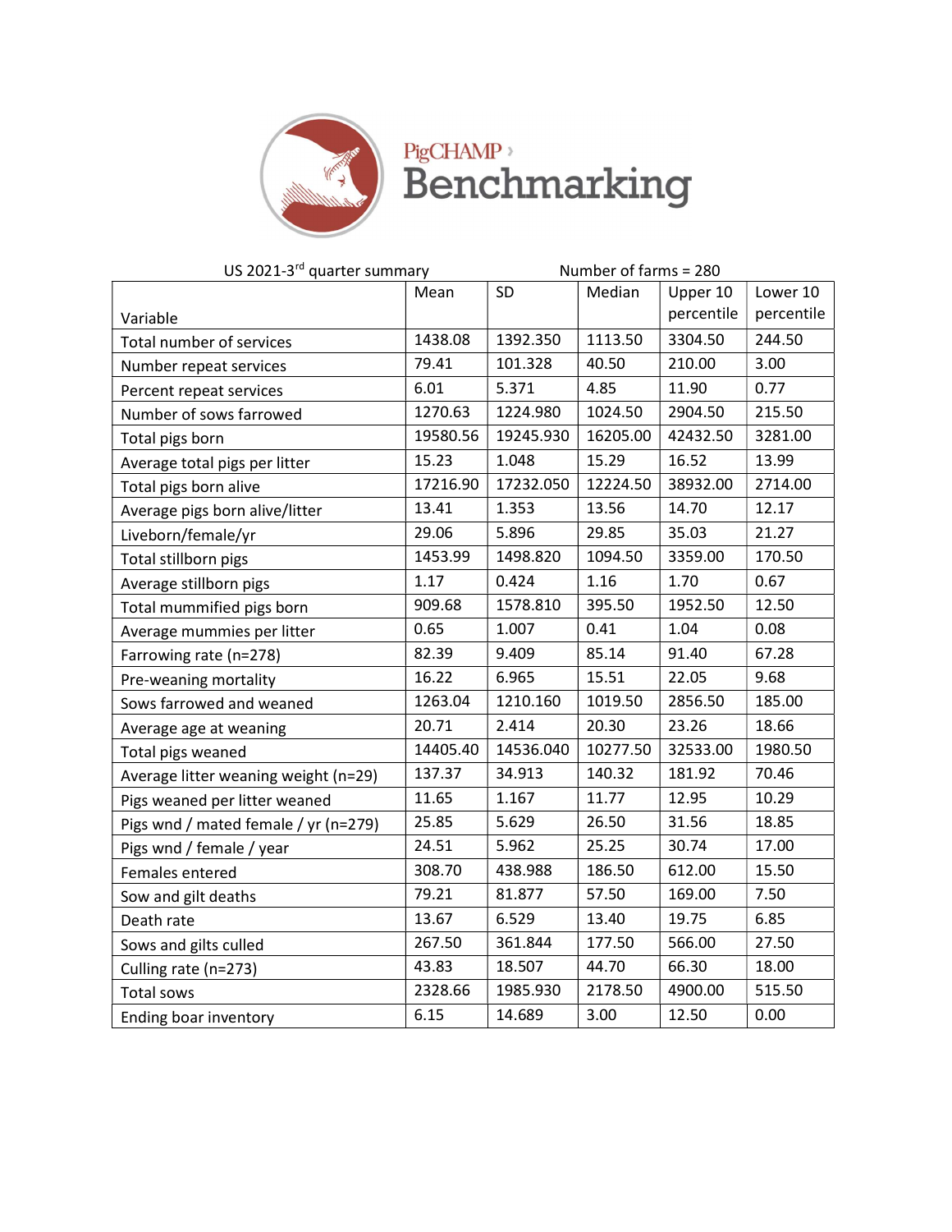PigCHAMP Benchmarking

US 2021-3rd quarter summary | Number of farms = 280

| Variable | Mean | SD | Median | Upper 10 percentile | Lower 10 percentile |
|---|---|---|---|---|---|
| Total number of services | 1438.08 | 1392.350 | 1113.50 | 3304.50 | 244.50 |
| Number repeat services | 79.41 | 101.328 | 40.50 | 210.00 | 3.00 |
| Percent repeat services | 6.01 | 5.371 | 4.85 | 11.90 | 0.77 |
| Number of sows farrowed | 1270.63 | 1224.980 | 1024.50 | 2904.50 | 215.50 |
| Total pigs born | 19580.56 | 19245.930 | 16205.00 | 42432.50 | 3281.00 |
| Average total pigs per litter | 15.23 | 1.048 | 15.29 | 16.52 | 13.99 |
| Total pigs born alive | 17216.90 | 17232.050 | 12224.50 | 38932.00 | 2714.00 |
| Average pigs born alive/litter | 13.41 | 1.353 | 13.56 | 14.70 | 12.17 |
| Liveborn/female/yr | 29.06 | 5.896 | 29.85 | 35.03 | 21.27 |
| Total stillborn pigs | 1453.99 | 1498.820 | 1094.50 | 3359.00 | 170.50 |
| Average stillborn pigs | 1.17 | 0.424 | 1.16 | 1.70 | 0.67 |
| Total mummified pigs born | 909.68 | 1578.810 | 395.50 | 1952.50 | 12.50 |
| Average mummies per litter | 0.65 | 1.007 | 0.41 | 1.04 | 0.08 |
| Farrowing rate (n=278) | 82.39 | 9.409 | 85.14 | 91.40 | 67.28 |
| Pre-weaning mortality | 16.22 | 6.965 | 15.51 | 22.05 | 9.68 |
| Sows farrowed and weaned | 1263.04 | 1210.160 | 1019.50 | 2856.50 | 185.00 |
| Average age at weaning | 20.71 | 2.414 | 20.30 | 23.26 | 18.66 |
| Total pigs weaned | 14405.40 | 14536.040 | 10277.50 | 32533.00 | 1980.50 |
| Average litter weaning weight (n=29) | 137.37 | 34.913 | 140.32 | 181.92 | 70.46 |
| Pigs weaned per litter weaned | 11.65 | 1.167 | 11.77 | 12.95 | 10.29 |
| Pigs wnd / mated female / yr (n=279) | 25.85 | 5.629 | 26.50 | 31.56 | 18.85 |
| Pigs wnd / female / year | 24.51 | 5.962 | 25.25 | 30.74 | 17.00 |
| Females entered | 308.70 | 438.988 | 186.50 | 612.00 | 15.50 |
| Sow and gilt deaths | 79.21 | 81.877 | 57.50 | 169.00 | 7.50 |
| Death rate | 13.67 | 6.529 | 13.40 | 19.75 | 6.85 |
| Sows and gilts culled | 267.50 | 361.844 | 177.50 | 566.00 | 27.50 |
| Culling rate (n=273) | 43.83 | 18.507 | 44.70 | 66.30 | 18.00 |
| Total sows | 2328.66 | 1985.930 | 2178.50 | 4900.00 | 515.50 |
| Ending boar inventory | 6.15 | 14.689 | 3.00 | 12.50 | 0.00 |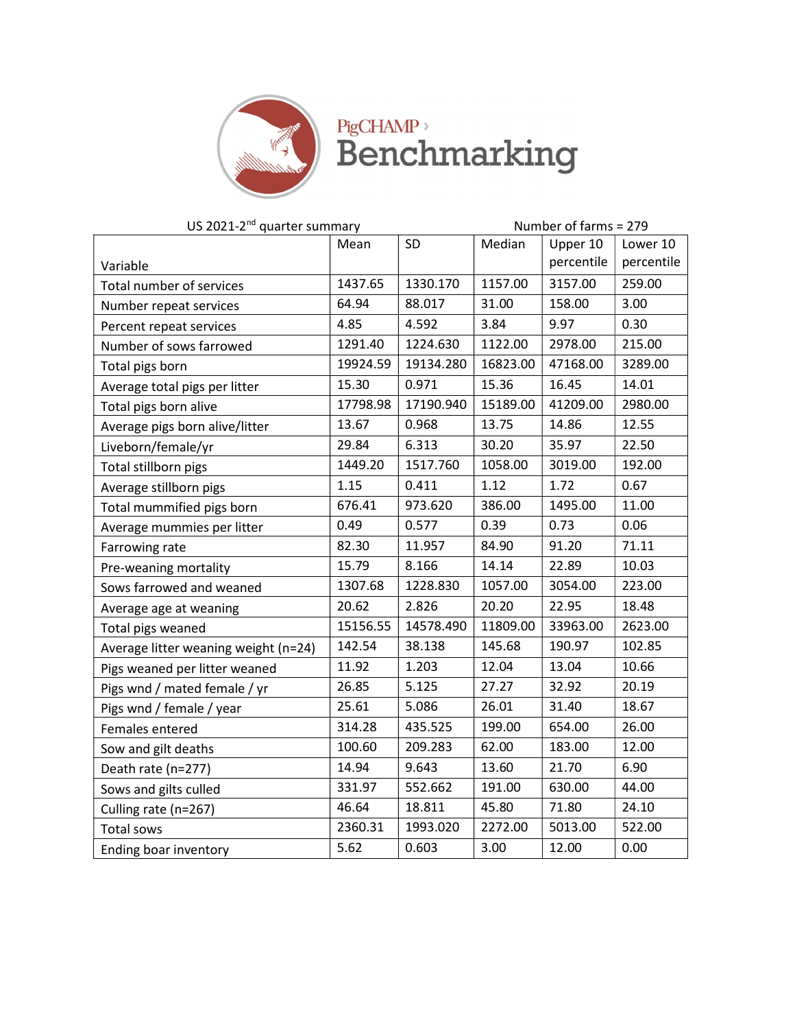PigCHAMP Benchmarking

US 2021-2[nd] quarter summary — Number of farms = 279

| Variable | Mean | SD | Median | Upper 10 percentile | Lower 10 percentile |
|---|---|---|---|---|---|
| Total number of services | 1437.65 | 1330.170 | 1157.00 | 3157.00 | 259.00 |
| Number repeat services | 64.94 | 88.017 | 31.00 | 158.00 | 3.00 |
| Percent repeat services | 4.85 | 4.592 | 3.84 | 9.97 | 0.30 |
| Number of sows farrowed | 1291.40 | 1224.630 | 1122.00 | 2978.00 | 215.00 |
| Total pigs born | 19924.59 | 19134.280 | 16823.00 | 47168.00 | 3289.00 |
| Average total pigs per litter | 15.30 | 0.971 | 15.36 | 16.45 | 14.01 |
| Total pigs born alive | 17798.98 | 17190.940 | 15189.00 | 41209.00 | 2980.00 |
| Average pigs born alive/litter | 13.67 | 0.968 | 13.75 | 14.86 | 12.55 |
| Liveborn/female/yr | 29.84 | 6.313 | 30.20 | 35.97 | 22.50 |
| Total stillborn pigs | 1449.20 | 1517.760 | 1058.00 | 3019.00 | 192.00 |
| Average stillborn pigs | 1.15 | 0.411 | 1.12 | 1.72 | 0.67 |
| Total mummified pigs born | 676.41 | 973.620 | 386.00 | 1495.00 | 11.00 |
| Average mummies per litter | 0.49 | 0.577 | 0.39 | 0.73 | 0.06 |
| Farrowing rate | 82.30 | 11.957 | 84.90 | 91.20 | 71.11 |
| Pre-weaning mortality | 15.79 | 8.166 | 14.14 | 22.89 | 10.03 |
| Sows farrowed and weaned | 1307.68 | 1228.830 | 1057.00 | 3054.00 | 223.00 |
| Average age at weaning | 20.62 | 2.826 | 20.20 | 22.95 | 18.48 |
| Total pigs weaned | 15156.55 | 14578.490 | 11809.00 | 33963.00 | 2623.00 |
| Average litter weaning weight (n=24) | 142.54 | 38.138 | 145.68 | 190.97 | 102.85 |
| Pigs weaned per litter weaned | 11.92 | 1.203 | 12.04 | 13.04 | 10.66 |
| Pigs wnd / mated female / yr | 26.85 | 5.125 | 27.27 | 32.92 | 20.19 |
| Pigs wnd / female / year | 25.61 | 5.086 | 26.01 | 31.40 | 18.67 |
| Females entered | 314.28 | 435.525 | 199.00 | 654.00 | 26.00 |
| Sow and gilt deaths | 100.60 | 209.283 | 62.00 | 183.00 | 12.00 |
| Death rate (n=277) | 14.94 | 9.643 | 13.60 | 21.70 | 6.90 |
| Sows and gilts culled | 331.97 | 552.662 | 191.00 | 630.00 | 44.00 |
| Culling rate (n=267) | 46.64 | 18.811 | 45.80 | 71.80 | 24.10 |
| Total sows | 2360.31 | 1993.020 | 2272.00 | 5013.00 | 522.00 |
| Ending boar inventory | 5.62 | 0.603 | 3.00 | 12.00 | 0.00 |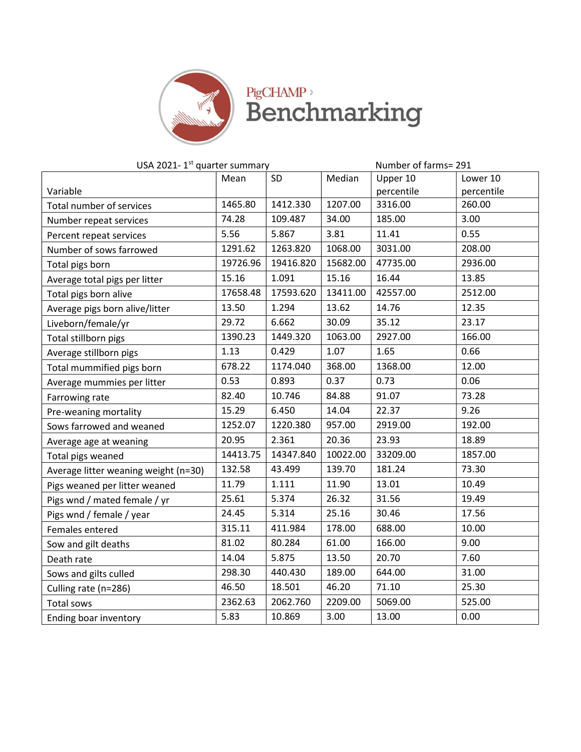PigCHAMP › Benchmarking

USA 2021- 1st quarter summary    Number of farms= 291

| Variable | Mean | SD | Median | Upper 10 percentile | Lower 10 percentile |
|---|---|---|---|---|---|
| Total number of services | 1465.80 | 1412.330 | 1207.00 | 3316.00 | 260.00 |
| Number repeat services | 74.28 | 109.487 | 34.00 | 185.00 | 3.00 |
| Percent repeat services | 5.56 | 5.867 | 3.81 | 11.41 | 0.55 |
| Number of sows farrowed | 1291.62 | 1263.820 | 1068.00 | 3031.00 | 208.00 |
| Total pigs born | 19726.96 | 19416.820 | 15682.00 | 47735.00 | 2936.00 |
| Average total pigs per litter | 15.16 | 1.091 | 15.16 | 16.44 | 13.85 |
| Total pigs born alive | 17658.48 | 17593.620 | 13411.00 | 42557.00 | 2512.00 |
| Average pigs born alive/litter | 13.50 | 1.294 | 13.62 | 14.76 | 12.35 |
| Liveborn/female/yr | 29.72 | 6.662 | 30.09 | 35.12 | 23.17 |
| Total stillborn pigs | 1390.23 | 1449.320 | 1063.00 | 2927.00 | 166.00 |
| Average stillborn pigs | 1.13 | 0.429 | 1.07 | 1.65 | 0.66 |
| Total mummified pigs born | 678.22 | 1174.040 | 368.00 | 1368.00 | 12.00 |
| Average mummies per litter | 0.53 | 0.893 | 0.37 | 0.73 | 0.06 |
| Farrowing rate | 82.40 | 10.746 | 84.88 | 91.07 | 73.28 |
| Pre-weaning mortality | 15.29 | 6.450 | 14.04 | 22.37 | 9.26 |
| Sows farrowed and weaned | 1252.07 | 1220.380 | 957.00 | 2919.00 | 192.00 |
| Average age at weaning | 20.95 | 2.361 | 20.36 | 23.93 | 18.89 |
| Total pigs weaned | 14413.75 | 14347.840 | 10022.00 | 33209.00 | 1857.00 |
| Average litter weaning weight (n=30) | 132.58 | 43.499 | 139.70 | 181.24 | 73.30 |
| Pigs weaned per litter weaned | 11.79 | 1.111 | 11.90 | 13.01 | 10.49 |
| Pigs wnd / mated female / yr | 25.61 | 5.374 | 26.32 | 31.56 | 19.49 |
| Pigs wnd / female / year | 24.45 | 5.314 | 25.16 | 30.46 | 17.56 |
| Females entered | 315.11 | 411.984 | 178.00 | 688.00 | 10.00 |
| Sow and gilt deaths | 81.02 | 80.284 | 61.00 | 166.00 | 9.00 |
| Death rate | 14.04 | 5.875 | 13.50 | 20.70 | 7.60 |
| Sows and gilts culled | 298.30 | 440.430 | 189.00 | 644.00 | 31.00 |
| Culling rate (n=286) | 46.50 | 18.501 | 46.20 | 71.10 | 25.30 |
| Total sows | 2362.63 | 2062.760 | 2209.00 | 5069.00 | 525.00 |
| Ending boar inventory | 5.83 | 10.869 | 3.00 | 13.00 | 0.00 |